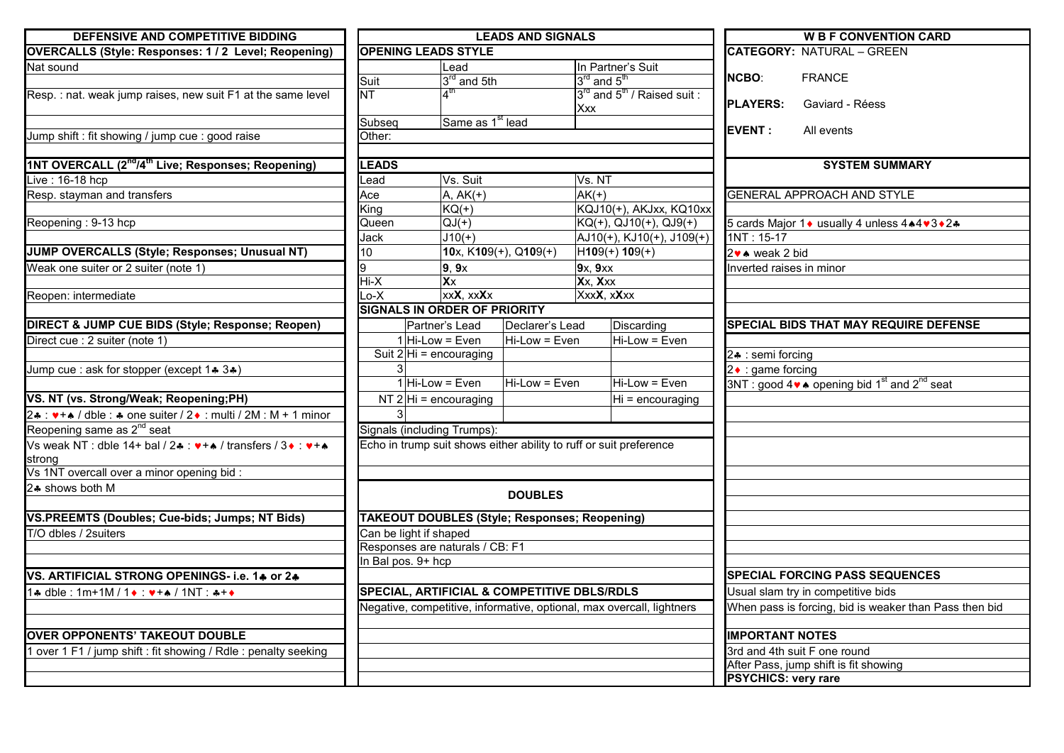## DEFENSIVE AND COMPETITIVE BIDDING

**OVERCALLS (Style: Responses: 1 / 2 Level; Reopening)**

Nat sound

Resp. : nat. weak jump raises, new suit F1 at the same level

Jump shift : fit showing / jump cue : good raise

**1NT OVERCALL (2nd/4th Live; Responses; Reopening)**

Live : 16-18 hcp

Resp. stayman and transfers

Reopening : 9-13 hcp

**JUMP OVERCALLS (Style; Responses; Unusual NT)**

Weak one suiter or 2 suiter (note 1)

Reopen: intermediate

**DIRECT & JUMP CUE BIDS (Style; Response; Reopen)**

Direct cue : 2 suiter (note 1)

Jump cue : ask for stopper (except 1♣ 3♣)

**VS. NT (vs. Strong/Weak; Reopening;PH)**

2♣ : ♥+♠ / dble : ♣ one suiter / 2♦ : multi / 2M : M + 1 minor

Reopening same as 2nd seat

Vs weak NT : dble 14+ bal / 2♣ : ♥+♠ / transfers / 3♦ : ♥+♠ strong

Vs 1NT overcall over a minor opening bid :

2♣ shows both M

**VS.PREEMTS (Doubles; Cue-bids; Jumps; NT Bids)**

T/O dbles / 2suiters

**VS. ARTIFICIAL STRONG OPENINGS- i.e. 1♣ or 2♣**

1♣ dble : 1m+1M / 1♦ : ♥+♠ / 1NT : ♣+♦

**OVER OPPONENTS' TAKEOUT DOUBLE**

1 over 1 F1 / jump shift : fit showing / Rdle : penalty seeking

## LEADS AND SIGNALS

**OPENING LEADS STYLE**

| | Lead | In Partner's Suit |
|---|---|---|
| Suit | 3rd and 5th | 3rd and 5th |
| NT | 4th | 3rd and 5th / Raised suit : Xxx |
| Subseq | Same as 1st lead | |
| Other: | | |

**LEADS**

| Lead | Vs. Suit | Vs. NT |
|---|---|---|
| Ace | A, AK(+) | AK(+) |
| King | KQ(+) | KQJ10(+), AKJxx, KQ10xx |
| Queen | QJ(+) | KQ(+), QJ10(+), QJ9(+) |
| Jack | J10(+) | AJ10(+), KJ10(+), J109(+) |
| 10 | **10**x, K**10**9(+), Q**10**9(+) | H**10**9(+) **10**9(+) |
| 9 | **9**, **9**x | **9**x, **9**xx |
| Hi-X | **X**x | **X**x, **X**xx |
| Lo-X | xx**X**, xx**X**x | Xxx**X**, x**X**xx |

**SIGNALS IN ORDER OF PRIORITY**

| | | Partner's Lead | Declarer's Lead | Discarding |
|---|---|---|---|---|
| Suit | 1 | Hi-Low = Even | Hi-Low = Even | Hi-Low = Even |
| | 2 | Hi = encouraging | | |
| | 3 | | | |
| NT | 1 | Hi-Low = Even | Hi-Low = Even | Hi-Low = Even |
| | 2 | Hi = encouraging | | Hi = encouraging |
| | 3 | | | |

Signals (including Trumps):

Echo in trump suit shows either ability to ruff or suit preference

## DOUBLES

**TAKEOUT DOUBLES (Style; Responses; Reopening)**

Can be light if shaped

Responses are naturals / CB: F1

In Bal pos. 9+ hcp

**SPECIAL, ARTIFICIAL & COMPETITIVE DBLS/RDLS**

Negative, competitive, informative, optional, max overcall, lightners

## W B F CONVENTION CARD

**CATEGORY:** NATURAL – GREEN

**NCBO:** FRANCE

**PLAYERS:** Gaviard - Réess

**EVENT :** All events

## SYSTEM SUMMARY

**GENERAL APPROACH AND STYLE**

5 cards Major 1♦ usually 4 unless 4♠4♥3♦2♣

1NT : 15-17

2♥♠ weak 2 bid

Inverted raises in minor

**SPECIAL BIDS THAT MAY REQUIRE DEFENSE**

2♣ : semi forcing

2♦ : game forcing

3NT : good 4♥♠ opening bid 1st and 2nd seat

**SPECIAL FORCING PASS SEQUENCES**

Usual slam try in competitive bids

When pass is forcing, bid is weaker than Pass then bid

**IMPORTANT NOTES**

3rd and 4th suit F one round

After Pass, jump shift is fit showing

**PSYCHICS: very rare**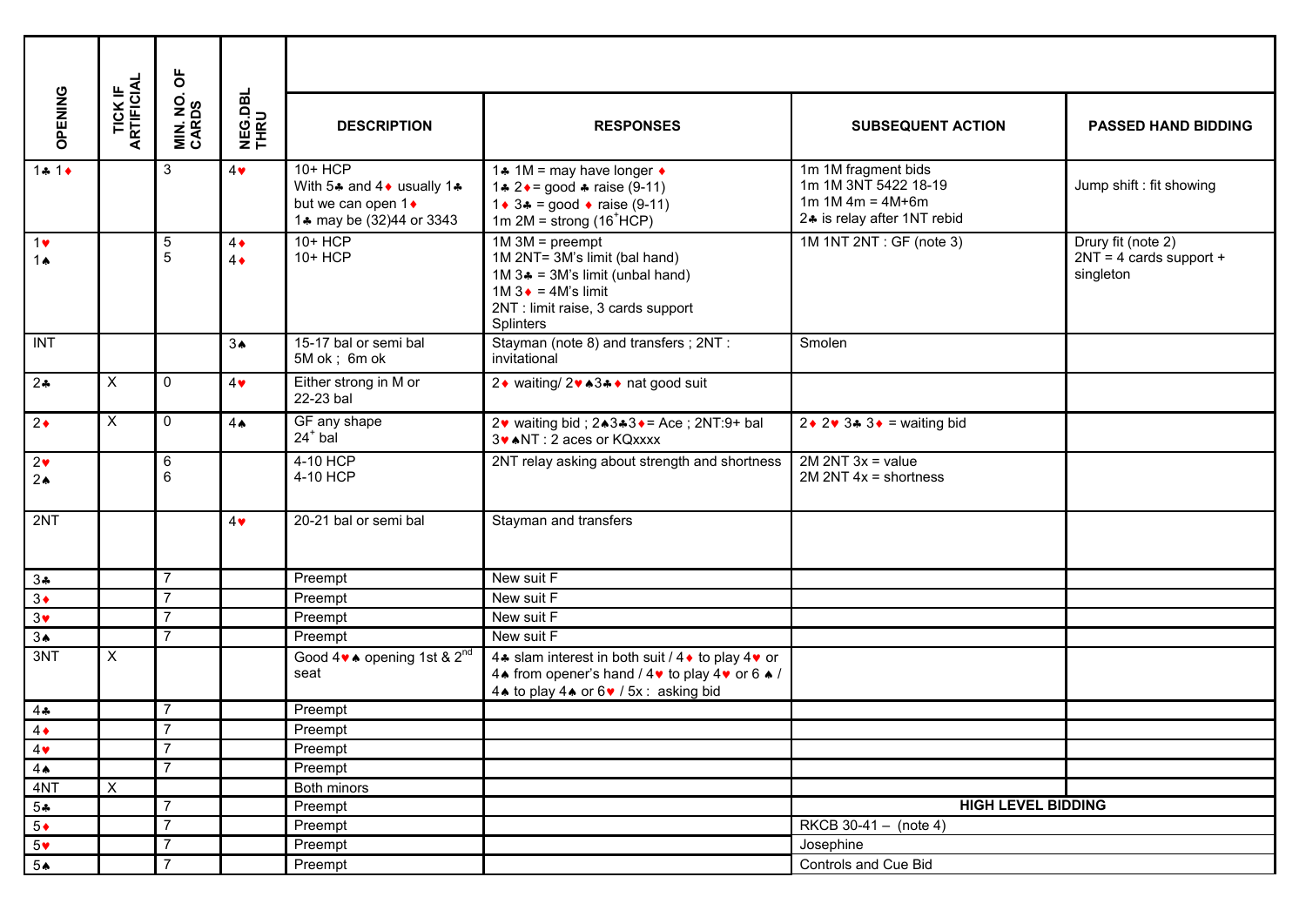| OPENING | TICK IF ARTIFICIAL | MIN. NO. OF CARDS | NEG.DBL THRU | DESCRIPTION | RESPONSES | SUBSEQUENT ACTION | PASSED HAND BIDDING |
|---|---|---|---|---|---|---|---|
| 1♣ 1♦ | | 3 | 4♥ | 10+ HCP<br>With 5♣ and 4♦ usually 1♣ but we can open 1♦<br>1♣ may be (32)44 or 3343 | 1♣ 1M = may have longer ♦<br>1♣ 2♦= good ♣ raise (9-11)<br>1♦ 3♣ = good ♦ raise (9-11)<br>1m 2M = strong (16+HCP) | 1m 1M fragment bids<br>1m 1M 3NT 5422 18-19<br>1m 1M 4m = 4M+6m<br>2♣ is relay after 1NT rebid | Jump shift : fit showing |
| 1♥<br>1♠ | | 5<br>5 | 4♦<br>4♦ | 10+ HCP<br>10+ HCP | 1M 3M = preempt<br>1M 2NT= 3M's limit (bal hand)<br>1M 3♣ = 3M's limit (unbal hand)<br>1M 3♦ = 4M's limit<br>2NT : limit raise, 3 cards support<br>Splinters | 1M 1NT 2NT : GF (note 3) | Drury fit (note 2)<br>2NT = 4 cards support + singleton |
| INT | | | 3♠ | 15-17 bal or semi bal<br>5M ok ; 6m ok | Stayman (note 8) and transfers ; 2NT : invitational | Smolen | |
| 2♣ | X | 0 | 4♥ | Either strong in M or 22-23 bal | 2♦ waiting/ 2♥♠3♣♦ nat good suit | | |
| 2♦ | X | 0 | 4♠ | GF any shape<br>24+ bal | 2♥ waiting bid ; 2♠3♣3♦= Ace ; 2NT:9+ bal<br>3♥♠NT : 2 aces or KQxxxx | 2♦ 2♥ 3♣ 3♦ = waiting bid | |
| 2♥<br>2♠ | | 6<br>6 | | 4-10 HCP<br>4-10 HCP | 2NT relay asking about strength and shortness | 2M 2NT 3x = value<br>2M 2NT 4x = shortness | |
| 2NT | | | 4♥ | 20-21 bal or semi bal | Stayman and transfers | | |
| 3♣ | | 7 | | Preempt | New suit F | | |
| 3♦ | | 7 | | Preempt | New suit F | | |
| 3♥ | | 7 | | Preempt | New suit F | | |
| 3♠ | | 7 | | Preempt | New suit F | | |
| 3NT | X | | | Good 4♥♠ opening 1st & 2nd seat | 4♣ slam interest in both suit / 4♦ to play 4♥ or 4♠ from opener's hand / 4♥ to play 4♥ or 6 ♠ / 4♠ to play 4♠ or 6♥ / 5x : asking bid | | |
| 4♣ | | 7 | | Preempt | | | |
| 4♦ | | 7 | | Preempt | | | |
| 4♥ | | 7 | | Preempt | | | |
| 4♠ | | 7 | | Preempt | | | |
| 4NT | X | | | Both minors | | | |
| 5♣ | | 7 | | Preempt | | **HIGH LEVEL BIDDING** | |
| 5♦ | | 7 | | Preempt | | RKCB 30-41 – (note 4) | |
| 5♥ | | 7 | | Preempt | | Josephine | |
| 5♠ | | 7 | | Preempt | | Controls and Cue Bid | |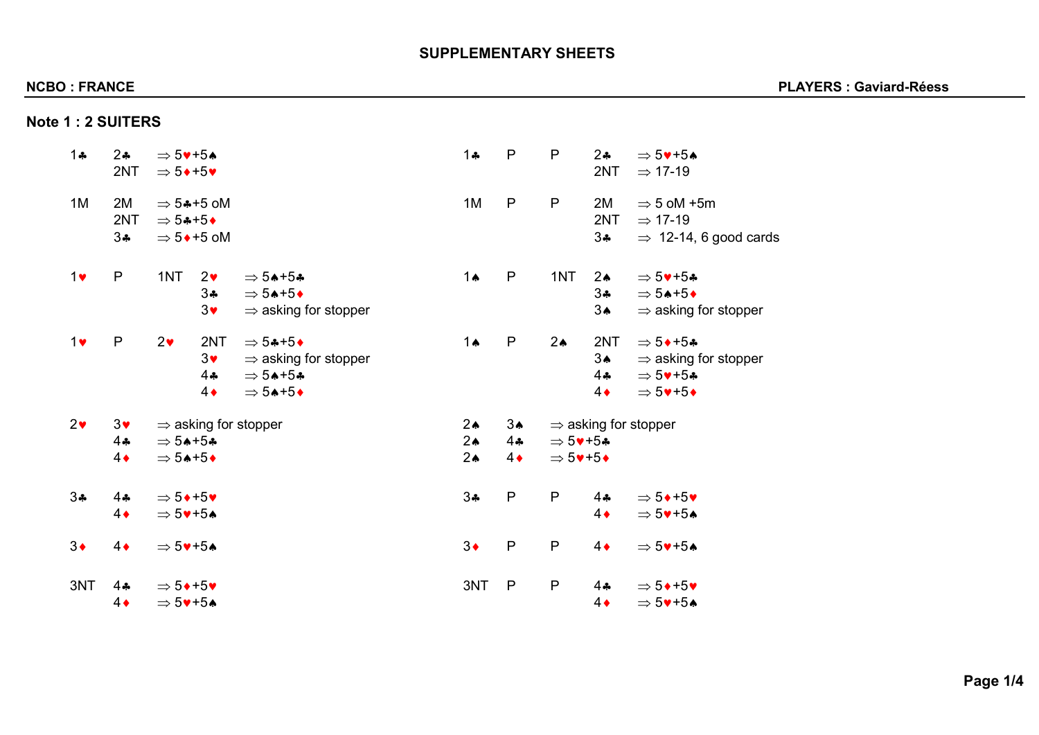# SUPPLEMENTARY SHEETS

**NCBO : FRANCE** **PLAYERS : Gaviard-Réess**

## Note 1 : 2 SUITERS

| | | | | |
|---|---|---|---|---|
| 1♣ | 2♣ | ⇒ 5♥+5♠ | | |
| | 2NT | ⇒ 5♦+5♥ | | |
| 1M | 2M | ⇒ 5♣+5 oM | | |
| | 2NT | ⇒ 5♣+5♦ | | |
| | 3♣ | ⇒ 5♦+5 oM | | |
| 1♥ | P | 1NT | 2♥ | ⇒ 5♠+5♣ |
| | | | 3♣ | ⇒ 5♠+5♦ |
| | | | 3♥ | ⇒ asking for stopper |
| 1♥ | P | 2♥ | 2NT | ⇒ 5♣+5♦ |
| | | | 3♥ | ⇒ asking for stopper |
| | | | 4♣ | ⇒ 5♠+5♣ |
| | | | 4♦ | ⇒ 5♠+5♦ |
| 2♥ | 3♥ | ⇒ asking for stopper | | |
| | 4♣ | ⇒ 5♠+5♣ | | |
| | 4♦ | ⇒ 5♠+5♦ | | |
| 3♣ | 4♣ | ⇒ 5♦+5♥ | | |
| | 4♦ | ⇒ 5♥+5♠ | | |
| 3♦ | 4♦ | ⇒ 5♥+5♠ | | |
| 3NT | 4♣ | ⇒ 5♦+5♥ | | |
| | 4♦ | ⇒ 5♥+5♠ | | |

| | | | | |
|---|---|---|---|---|
| 1♣ | P | P | 2♣ | ⇒ 5♥+5♠ |
| | | | 2NT | ⇒ 17-19 |
| 1M | P | P | 2M | ⇒ 5 oM +5m |
| | | | 2NT | ⇒ 17-19 |
| | | | 3♣ | ⇒ 12-14, 6 good cards |
| 1♠ | P | 1NT | 2♠ | ⇒ 5♥+5♣ |
| | | | 3♣ | ⇒ 5♠+5♦ |
| | | | 3♠ | ⇒ asking for stopper |
| 1♠ | P | 2♠ | 2NT | ⇒ 5♦+5♣ |
| | | | 3♠ | ⇒ asking for stopper |
| | | | 4♣ | ⇒ 5♥+5♣ |
| | | | 4♦ | ⇒ 5♥+5♦ |
| 2♠ | 3♠ | ⇒ asking for stopper | | |
| 2♠ | 4♣ | ⇒ 5♥+5♣ | | |
| 2♠ | 4♦ | ⇒ 5♥+5♦ | | |
| 3♣ | P | P | 4♣ | ⇒ 5♦+5♥ |
| | | | 4♦ | ⇒ 5♥+5♠ |
| 3♦ | P | P | 4♦ | ⇒ 5♥+5♠ |
| 3NT | P | P | 4♣ | ⇒ 5♦+5♥ |
| | | | 4♦ | ⇒ 5♥+5♠ |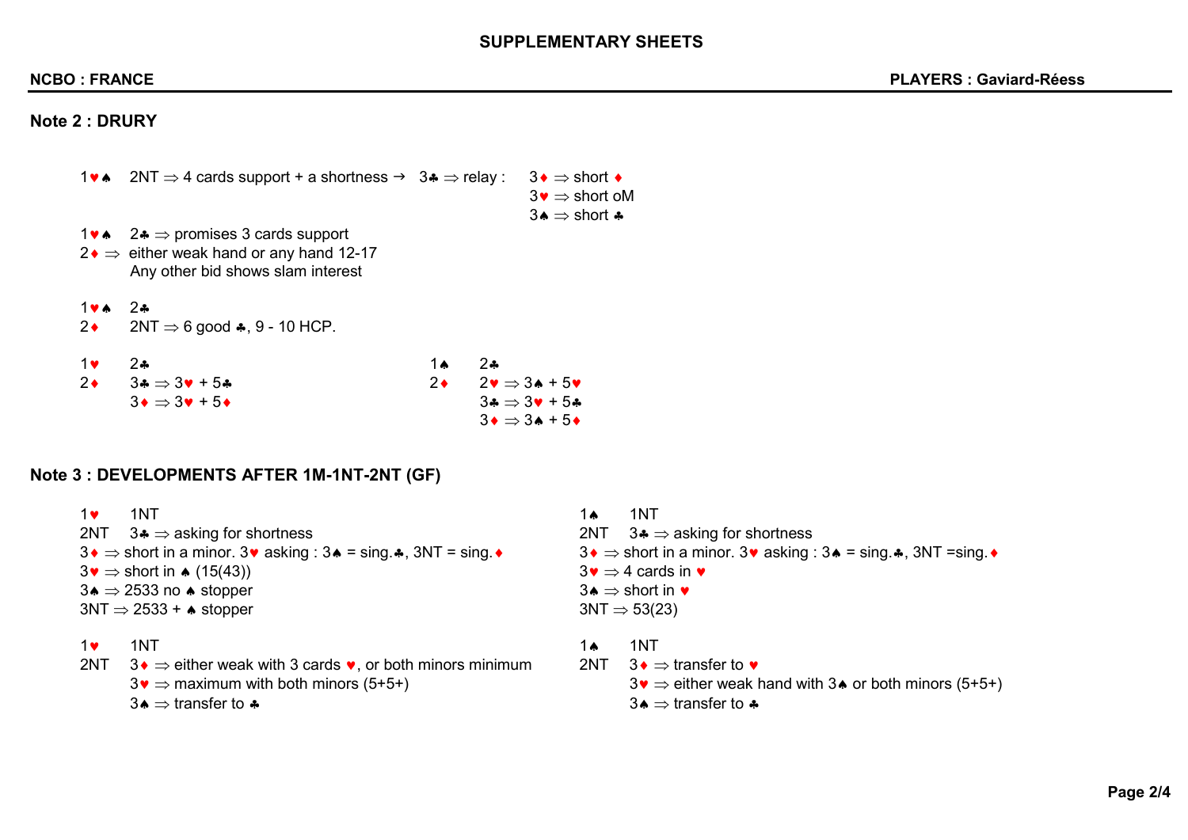## SUPPLEMENTARY SHEETS

**NCBO : FRANCE** **PLAYERS : Gaviard-Rééss**

### Note 2 : DRURY

1♥♠ 2NT ⇒ 4 cards support + a shortness → 3♣ ⇒ relay :
- 3♦ ⇒ short ♦
- 3♥ ⇒ short oM
- 3♠ ⇒ short ♣

1♥♠ 2♣ ⇒ promises 3 cards support
2♦ ⇒ either weak hand or any hand 12-17
Any other bid shows slam interest

1♥♠ 2♣
2♦ 2NT ⇒ 6 good ♣, 9 - 10 HCP.

1♥ 2♣
2♦ 3♣ ⇒ 3♥ + 5♣
3♦ ⇒ 3♥ + 5♦

1♠ 2♣
2♦ 2♥ ⇒ 3♠ + 5♥
3♣ ⇒ 3♥ + 5♣
3♦ ⇒ 3♠ + 5♦

### Note 3 : DEVELOPMENTS AFTER 1M-1NT-2NT (GF)

1♥ 1NT
2NT 3♣ ⇒ asking for shortness
3♦ ⇒ short in a minor. 3♥ asking : 3♠ = sing.♣, 3NT = sing.♦
3♥ ⇒ short in ♠ (15(43))
3♠ ⇒ 2533 no ♠ stopper
3NT ⇒ 2533 + ♠ stopper

1♥ 1NT
2NT 3♦ ⇒ either weak with 3 cards ♥, or both minors minimum
3♥ ⇒ maximum with both minors (5+5+)
3♠ ⇒ transfer to ♣

1♠ 1NT
2NT 3♣ ⇒ asking for shortness
3♦ ⇒ short in a minor. 3♥ asking : 3♠ = sing.♣, 3NT =sing.♦
3♥ ⇒ 4 cards in ♥
3♠ ⇒ short in ♥
3NT ⇒ 53(23)

1♠ 1NT
2NT 3♦ ⇒ transfer to ♥
3♥ ⇒ either weak hand with 3♠ or both minors (5+5+)
3♠ ⇒ transfer to ♣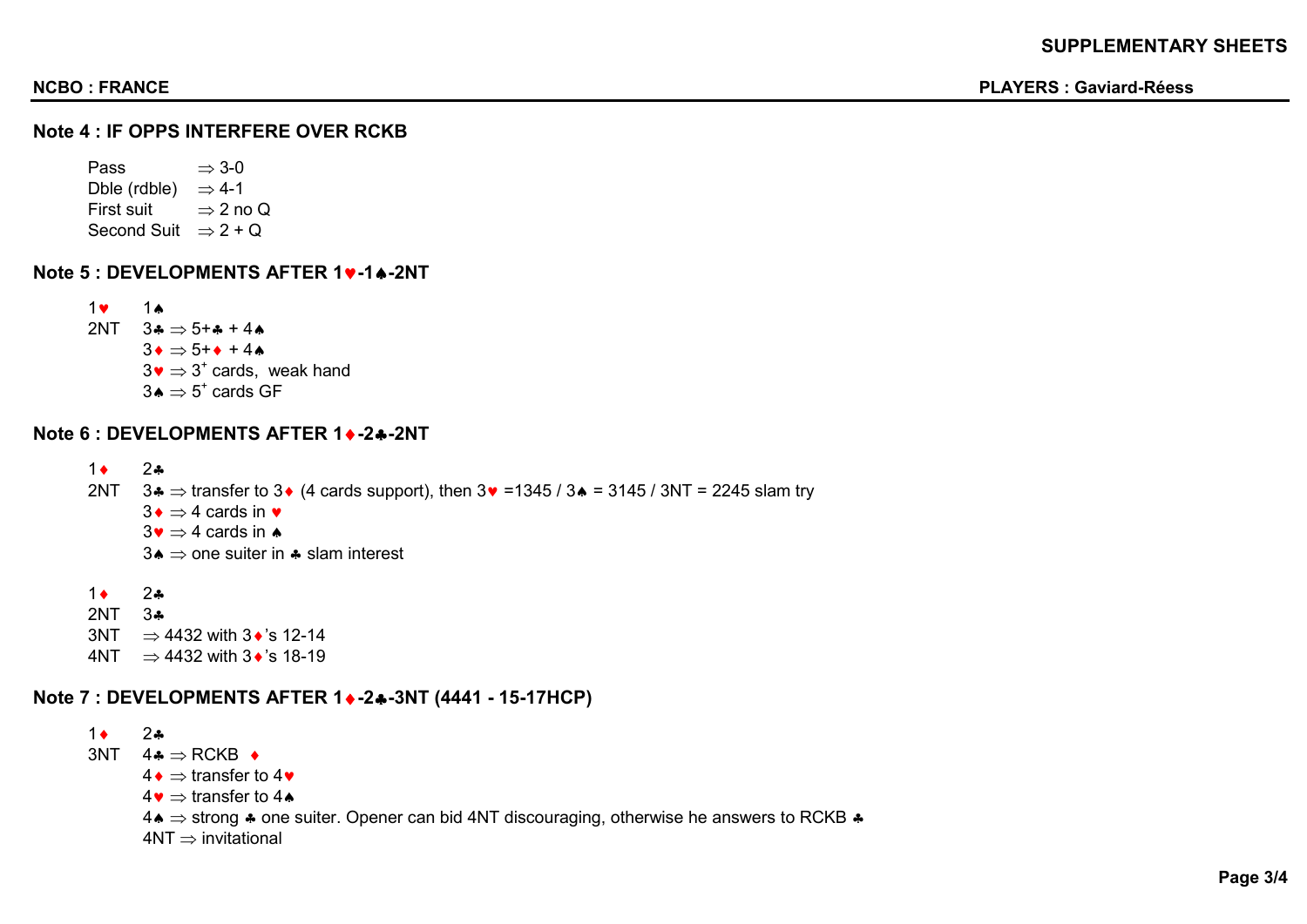**SUPPLEMENTARY SHEETS**

**NCBO : FRANCE** **PLAYERS : Gaviard-Réess**

### Note 4 : IF OPPS INTERFERE OVER RCKB

| | |
|---|---|
| Pass | ⇒ 3-0 |
| Dble (rdble) | ⇒ 4-1 |
| First suit | ⇒ 2 no Q |
| Second Suit | ⇒ 2 + Q |

### Note 5 : DEVELOPMENTS AFTER 1♥-1♠-2NT

| | |
|---|---|
| 1♥ | 1♠ |
| 2NT | 3♣ ⇒ 5+♣ + 4♠ |
| | 3♦ ⇒ 5+♦ + 4♠ |
| | 3♥ ⇒ 3+ cards, weak hand |
| | 3♠ ⇒ 5+ cards GF |

### Note 6 : DEVELOPMENTS AFTER 1♦-2♣-2NT

| | |
|---|---|
| 1♦ | 2♣ |
| 2NT | 3♣ ⇒ transfer to 3♦ (4 cards support), then 3♥ =1345 / 3♠ = 3145 / 3NT = 2245 slam try |
| | 3♦ ⇒ 4 cards in ♥ |
| | 3♥ ⇒ 4 cards in ♠ |
| | 3♠ ⇒ one suiter in ♣ slam interest |

| | |
|---|---|
| 1♦ | 2♣ |
| 2NT | 3♣ |
| 3NT | ⇒ 4432 with 3♦'s 12-14 |
| 4NT | ⇒ 4432 with 3♦'s 18-19 |

### Note 7 : DEVELOPMENTS AFTER 1♦-2♣-3NT (4441 - 15-17HCP)

| | |
|---|---|
| 1♦ | 2♣ |
| 3NT | 4♣ ⇒ RCKB ♦ |
| | 4♦ ⇒ transfer to 4♥ |
| | 4♥ ⇒ transfer to 4♠ |
| | 4♠ ⇒ strong ♣ one suiter. Opener can bid 4NT discouraging, otherwise he answers to RCKB ♣ |
| | 4NT ⇒ invitational |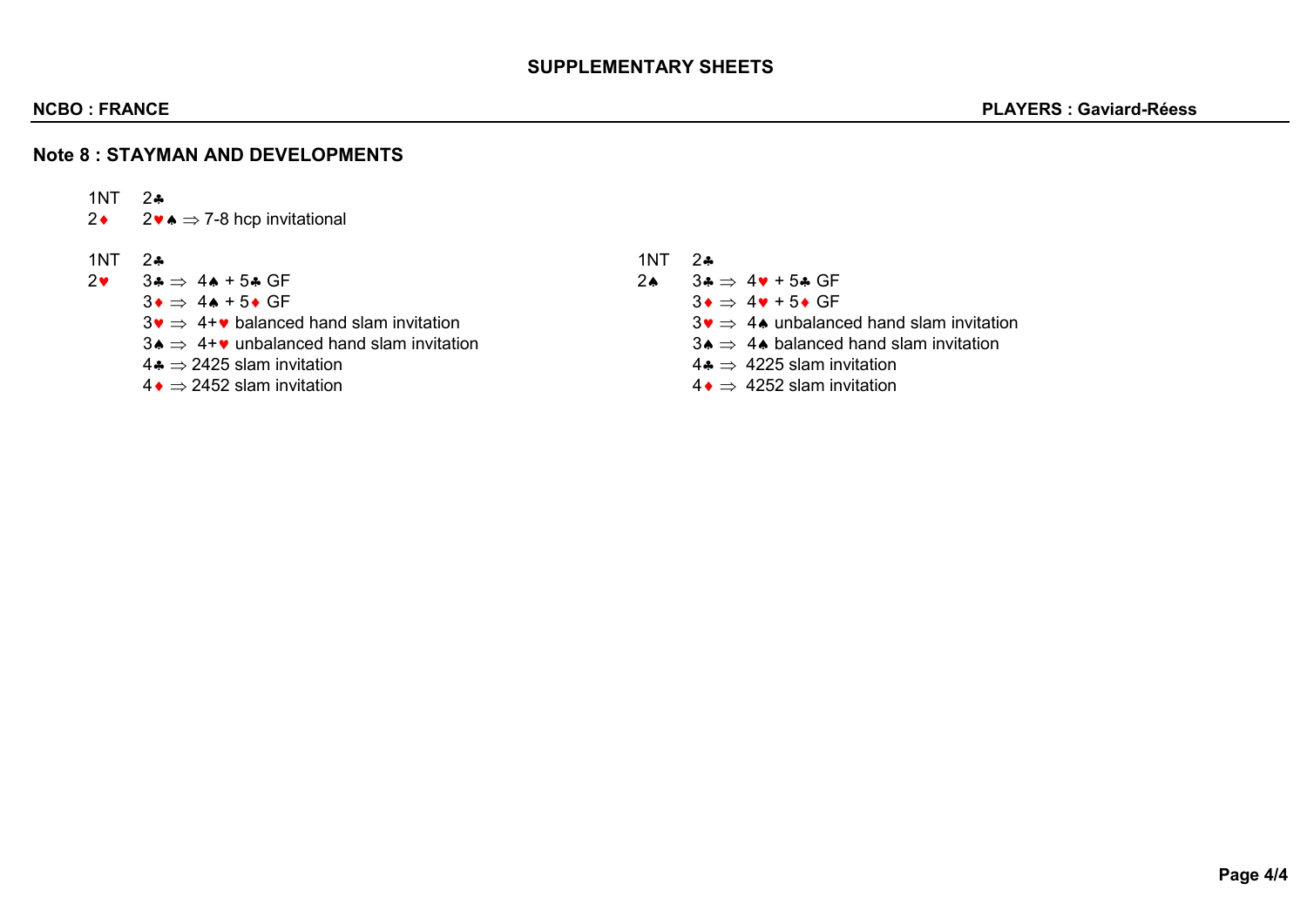## SUPPLEMENTARY SHEETS

**NCBO : FRANCE** **PLAYERS : Gaviard-Réess**

### Note 8 : STAYMAN AND DEVELOPMENTS

1NT 2♣
2♦ 2♥♠ ⇒ 7-8 hcp invitational

1NT 2♣
2♥ 3♣ ⇒ 4♠ + 5♣ GF
3♦ ⇒ 4♠ + 5♦ GF
3♥ ⇒ 4+♥ balanced hand slam invitation
3♠ ⇒ 4+♥ unbalanced hand slam invitation
4♣ ⇒ 2425 slam invitation
4♦ ⇒ 2452 slam invitation

1NT 2♣
2♠ 3♣ ⇒ 4♥ + 5♣ GF
3♦ ⇒ 4♥ + 5♦ GF
3♥ ⇒ 4♠ unbalanced hand slam invitation
3♠ ⇒ 4♠ balanced hand slam invitation
4♣ ⇒ 4225 slam invitation
4♦ ⇒ 4252 slam invitation